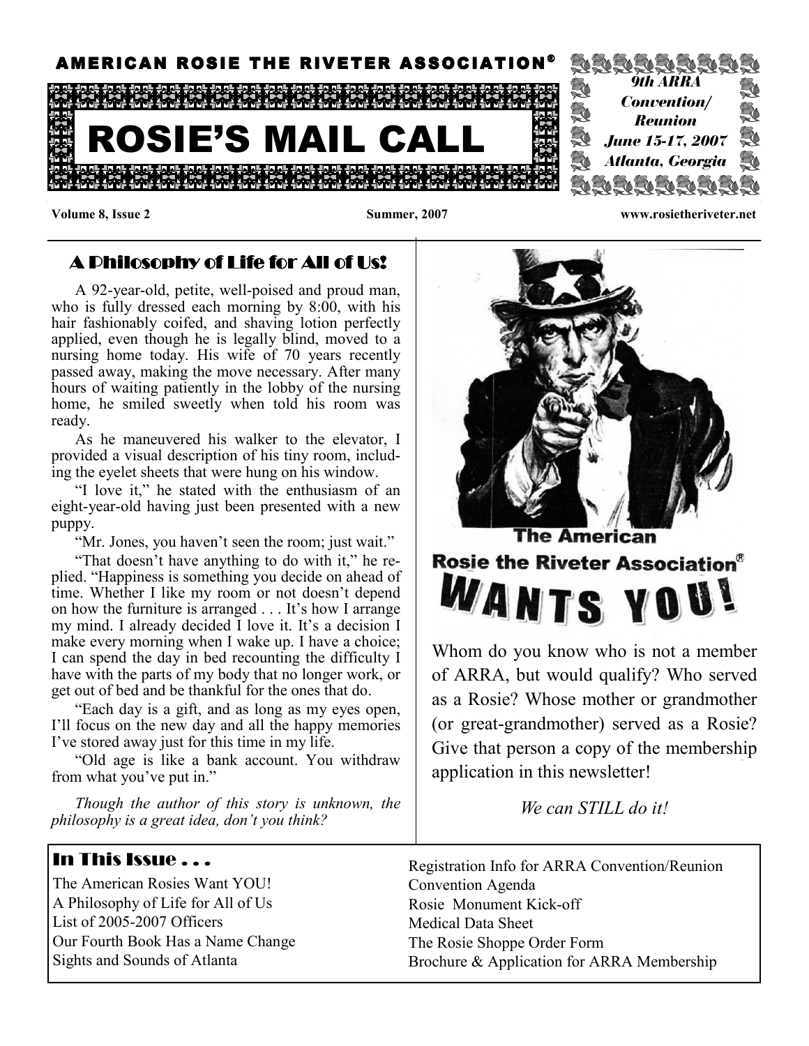AMERICAN ROSIE THE RIVETER ASSOCIATION®

# ROSIE'S MAIL CALL

*9th ARRA Convention/ Reunion*
*June 15-17, 2007*
*Atlanta, Georgia*

**Volume 8, Issue 2** **Summer, 2007** **www.rosietheriveter.net**

## A Philosophy of Life for All of Us!

A 92-year-old, petite, well-poised and proud man, who is fully dressed each morning by 8:00, with his hair fashionably coifed, and shaving lotion perfectly applied, even though he is legally blind, moved to a nursing home today. His wife of 70 years recently passed away, making the move necessary. After many hours of waiting patiently in the lobby of the nursing home, he smiled sweetly when told his room was ready.

As he maneuvered his walker to the elevator, I provided a visual description of his tiny room, including the eyelet sheets that were hung on his window.

"I love it," he stated with the enthusiasm of an eight-year-old having just been presented with a new puppy.

"Mr. Jones, you haven't seen the room; just wait."

"That doesn't have anything to do with it," he replied. "Happiness is something you decide on ahead of time. Whether I like my room or not doesn't depend on how the furniture is arranged . . . It's how I arrange my mind. I already decided I love it. It's a decision I make every morning when I wake up. I have a choice; I can spend the day in bed recounting the difficulty I have with the parts of my body that no longer work, or get out of bed and be thankful for the ones that do.

"Each day is a gift, and as long as my eyes open, I'll focus on the new day and all the happy memories I've stored away just for this time in my life.

"Old age is like a bank account. You withdraw from what you've put in."

*Though the author of this story is unknown, the philosophy is a great idea, don't you think?*

**The American Rosie the Riveter Association® WANTS YOU!**

Whom do you know who is not a member of ARRA, but would qualify? Who served as a Rosie? Whose mother or grandmother (or great-grandmother) served as a Rosie? Give that person a copy of the membership application in this newsletter!

*We can STILL do it!*

## In This Issue . . .

- The American Rosies Want YOU!
- A Philosophy of Life for All of Us
- List of 2005-2007 Officers
- Our Fourth Book Has a Name Change
- Sights and Sounds of Atlanta
- Registration Info for ARRA Convention/Reunion
- Convention Agenda
- Rosie Monument Kick-off
- Medical Data Sheet
- The Rosie Shoppe Order Form
- Brochure & Application for ARRA Membership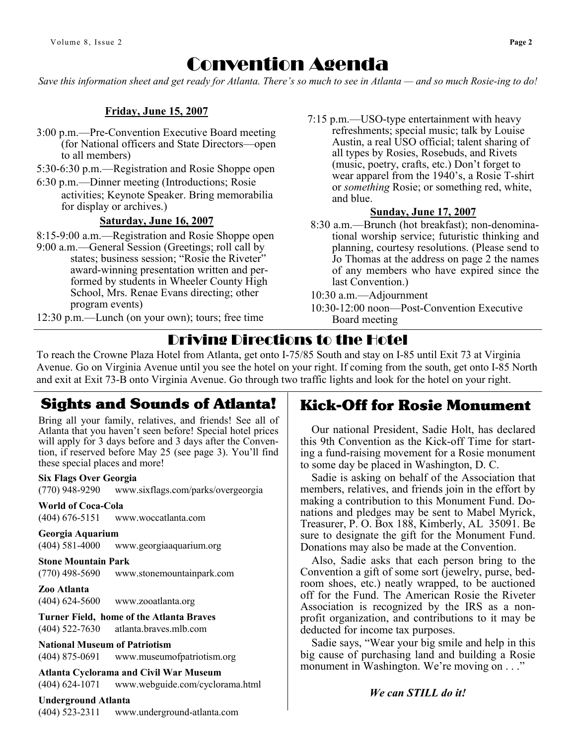# Convention Agenda

*Save this information sheet and get ready for Atlanta. There's so much to see in Atlanta — and so much Rosie-ing to do!*

**Friday, June 15, 2007**

3:00 p.m.—Pre-Convention Executive Board meeting (for National officers and State Directors—open to all members)

5:30-6:30 p.m.—Registration and Rosie Shoppe open

6:30 p.m.—Dinner meeting (Introductions; Rosie activities; Keynote Speaker. Bring memorabilia for display or archives.)

**Saturday, June 16, 2007**

8:15-9:00 a.m.—Registration and Rosie Shoppe open

9:00 a.m.—General Session (Greetings; roll call by states; business session; "Rosie the Riveter" award-winning presentation written and performed by students in Wheeler County High School, Mrs. Renae Evans directing; other program events)

12:30 p.m.—Lunch (on your own); tours; free time

7:15 p.m.—USO-type entertainment with heavy refreshments; special music; talk by Louise Austin, a real USO official; talent sharing of all types by Rosies, Rosebuds, and Rivets (music, poetry, crafts, etc.) Don't forget to wear apparel from the 1940's, a Rosie T-shirt or *something* Rosie; or something red, white, and blue.

**Sunday, June 17, 2007**

8:30 a.m.—Brunch (hot breakfast); non-denominational worship service; futuristic thinking and planning, courtesy resolutions. (Please send to Jo Thomas at the address on page 2 the names of any members who have expired since the last Convention.)

10:30 a.m.—Adjournment

10:30-12:00 noon—Post-Convention Executive Board meeting

## Driving Directions to the Hotel

To reach the Crowne Plaza Hotel from Atlanta, get onto I-75/85 South and stay on I-85 until Exit 73 at Virginia Avenue. Go on Virginia Avenue until you see the hotel on your right. If coming from the south, get onto I-85 North and exit at Exit 73-B onto Virginia Avenue. Go through two traffic lights and look for the hotel on your right.

## Sights and Sounds of Atlanta!

Bring all your family, relatives, and friends! See all of Atlanta that you haven't seen before! Special hotel prices will apply for 3 days before and 3 days after the Convention, if reserved before May 25 (see page 3). You'll find these special places and more!

**Six Flags Over Georgia**
(770) 948-9290 www.sixflags.com/parks/overgeorgia

**World of Coca-Cola**
(404) 676-5151 www.woccatlanta.com

**Georgia Aquarium**
(404) 581-4000 www.georgiaaquarium.org

**Stone Mountain Park**
(770) 498-5690 www.stonemountainpark.com

**Zoo Atlanta**
(404) 624-5600 www.zooatlanta.org

**Turner Field, home of the Atlanta Braves**
(404) 522-7630 atlanta.braves.mlb.com

**National Museum of Patriotism**
(404) 875-0691 www.museumofpatriotism.org

**Atlanta Cyclorama and Civil War Museum**
(404) 624-1071 www.webguide.com/cyclorama.html

**Underground Atlanta**
(404) 523-2311 www.underground-atlanta.com

## Kick-Off for Rosie Monument

Our national President, Sadie Holt, has declared this 9th Convention as the Kick-off Time for starting a fund-raising movement for a Rosie monument to some day be placed in Washington, D. C.

Sadie is asking on behalf of the Association that members, relatives, and friends join in the effort by making a contribution to this Monument Fund. Donations and pledges may be sent to Mabel Myrick, Treasurer, P. O. Box 188, Kimberly, AL 35091. Be sure to designate the gift for the Monument Fund. Donations may also be made at the Convention.

Also, Sadie asks that each person bring to the Convention a gift of some sort (jewelry, purse, bedroom shoes, etc.) neatly wrapped, to be auctioned off for the Fund. The American Rosie the Riveter Association is recognized by the IRS as a non-profit organization, and contributions to it may be deducted for income tax purposes.

Sadie says, "Wear your big smile and help in this big cause of purchasing land and building a Rosie monument in Washington. We're moving on . . ."

***We can STILL do it!***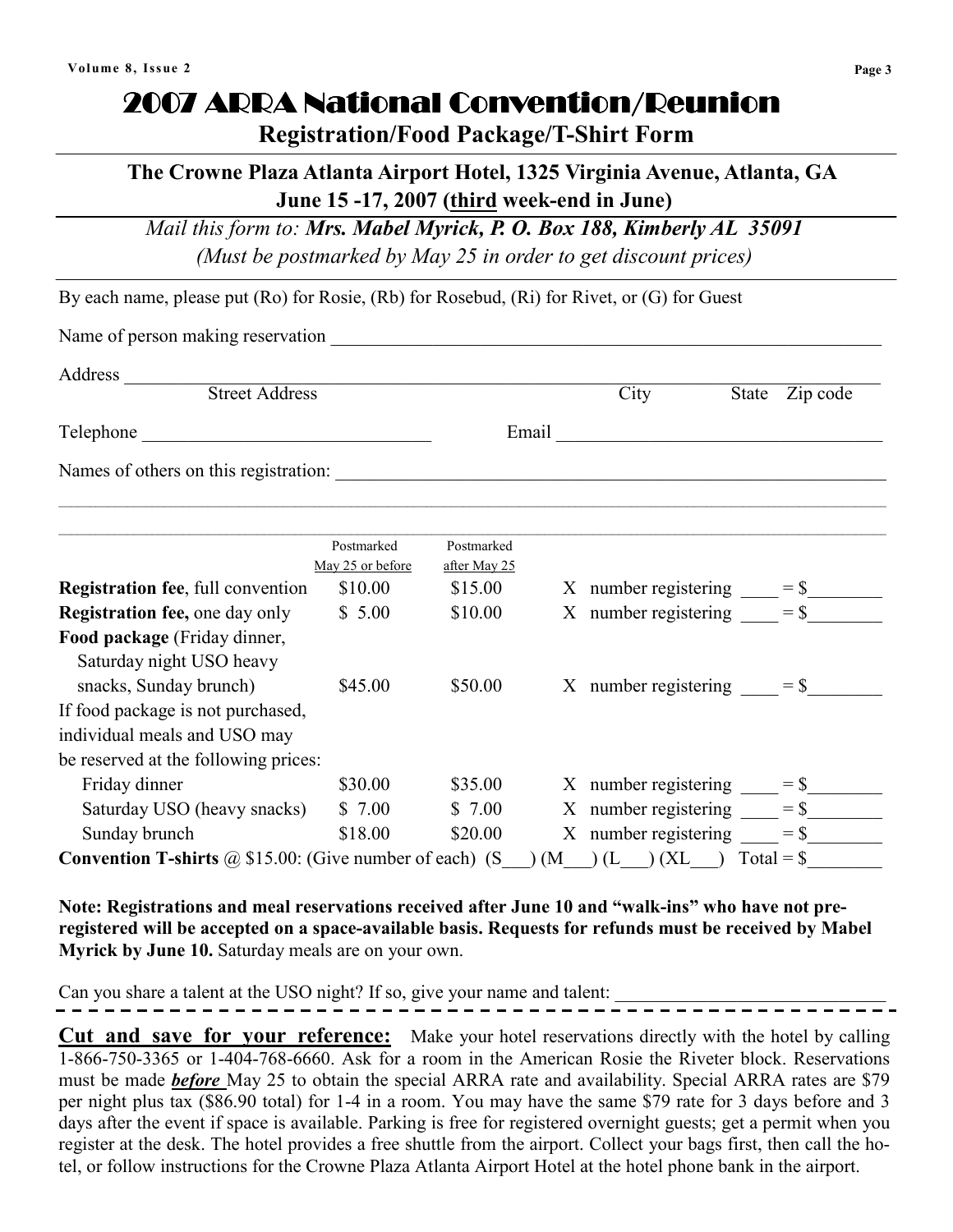# 2007 ARRA National Convention/Reunion

## Registration/Food Package/T-Shirt Form

**The Crowne Plaza Atlanta Airport Hotel, 1325 Virginia Avenue, Atlanta, GA**
**June 15 -17, 2007 (third week-end in June)**

*Mail this form to: **Mrs. Mabel Myrick, P. O. Box 188, Kimberly AL 35091***
*(Must be postmarked by May 25 in order to get discount prices)*

By each name, please put (Ro) for Rosie, (Rb) for Rosebud, (Ri) for Rivet, or (G) for Guest

Name of person making reservation ____________________________________________

Address ____________________________________________
Street Address &nbsp;&nbsp;&nbsp; City &nbsp;&nbsp;&nbsp; State &nbsp;&nbsp;&nbsp; Zip code

Telephone ______________________ Email ______________________

Names of others on this registration: ____________________________________________

____________________________________________

____________________________________________

| | Postmarked May 25 or before | Postmarked after May 25 | |
|---|---|---|---|
| **Registration fee**, full convention | $10.00 | $15.00 | X number registering ____ = $________ |
| **Registration fee,** one day only | $ 5.00 | $10.00 | X number registering ____ = $________ |
| **Food package** (Friday dinner, Saturday night USO heavy snacks, Sunday brunch) | $45.00 | $50.00 | X number registering ____ = $________ |
| If food package is not purchased, individual meals and USO may be reserved at the following prices: | | | |
| Friday dinner | $30.00 | $35.00 | X number registering ____ = $________ |
| Saturday USO (heavy snacks) | $ 7.00 | $ 7.00 | X number registering ____ = $________ |
| Sunday brunch | $18.00 | $20.00 | X number registering ____ = $________ |

**Convention T-shirts** @ $15.00: (Give number of each) (S___) (M___) (L___) (XL___) Total = $________

**Note: Registrations and meal reservations received after June 10 and "walk-ins" who have not pre-registered will be accepted on a space-available basis. Requests for refunds must be received by Mabel Myrick by June 10.** Saturday meals are on your own.

Can you share a talent at the USO night? If so, give your name and talent: ____________________________

---

**Cut and save for your reference:** Make your hotel reservations directly with the hotel by calling 1-866-750-3365 or 1-404-768-6660. Ask for a room in the American Rosie the Riveter block. Reservations must be made ***before*** May 25 to obtain the special ARRA rate and availability. Special ARRA rates are $79 per night plus tax ($86.90 total) for 1-4 in a room. You may have the same $79 rate for 3 days before and 3 days after the event if space is available. Parking is free for registered overnight guests; get a permit when you register at the desk. The hotel provides a free shuttle from the airport. Collect your bags first, then call the hotel, or follow instructions for the Crowne Plaza Atlanta Airport Hotel at the hotel phone bank in the airport.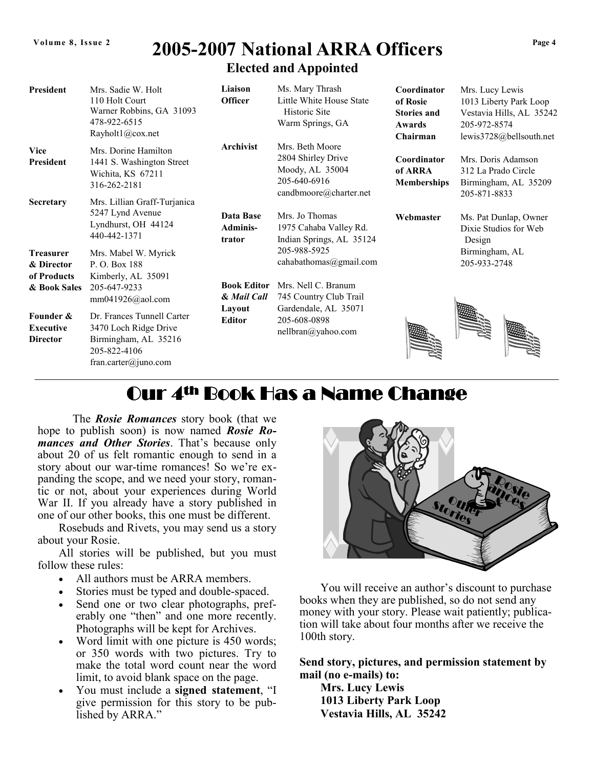# 2005-2007 National ARRA Officers

## Elected and Appointed

**President**
Mrs. Sadie W. Holt
110 Holt Court
Warner Robbins, GA 31093
478-922-6515
Rayholt1@cox.net

**Vice President**
Mrs. Dorine Hamilton
1441 S. Washington Street
Wichita, KS 67211
316-262-2181

**Secretary**
Mrs. Lillian Graff-Turjanica
5247 Lynd Avenue
Lyndhurst, OH 44124
440-442-1371

**Treasurer & Director of Products & Book Sales**
Mrs. Mabel W. Myrick
P. O. Box 188
Kimberly, AL 35091
205-647-9233
mm041926@aol.com

**Founder & Executive Director**
Dr. Frances Tunnell Carter
3470 Loch Ridge Drive
Birmingham, AL 35216
205-822-4106
fran.carter@juno.com

**Liaison Officer**
Ms. Mary Thrash
Little White House State Historic Site
Warm Springs, GA

**Archivist**
Mrs. Beth Moore
2804 Shirley Drive
Moody, AL 35004
205-640-6916
candbmoore@charter.net

**Data Base Administrator**
Mrs. Jo Thomas
1975 Cahaba Valley Rd.
Indian Springs, AL 35124
205-988-5925
cahabathomas@gmail.com

**Book Editor & *Mail Call* Layout Editor**
Mrs. Nell C. Branum
745 Country Club Trail
Gardendale, AL 35071
205-608-0898
nellbran@yahoo.com

**Coordinator of Rosie Stories and Awards Chairman**
Mrs. Lucy Lewis
1013 Liberty Park Loop
Vestavia Hills, AL 35242
205-972-8574
lewis3728@bellsouth.net

**Coordinator of ARRA Memberships**
Mrs. Doris Adamson
312 La Prado Circle
Birmingham, AL 35209
205-871-8833

**Webmaster**
Ms. Pat Dunlap, Owner
Dixie Studios for Web Design
Birmingham, AL
205-933-2748

# Our 4th Book Has a Name Change

The ***Rosie Romances*** story book (that we hope to publish soon) is now named ***Rosie Romances and Other Stories***. That's because only about 20 of us felt romantic enough to send in a story about our war-time romances! So we're expanding the scope, and we need your story, romantic or not, about your experiences during World War II. If you already have a story published in one of our other books, this one must be different.

Rosebuds and Rivets, you may send us a story about your Rosie.

All stories will be published, but you must follow these rules:

- All authors must be ARRA members.
- Stories must be typed and double-spaced.
- Send one or two clear photographs, preferably one "then" and one more recently. Photographs will be kept for Archives.
- Word limit with one picture is 450 words; or 350 words with two pictures. Try to make the total word count near the word limit, to avoid blank space on the page.
- You must include a **signed statement**, "I give permission for this story to be published by ARRA."

You will receive an author's discount to purchase books when they are published, so do not send any money with your story. Please wait patiently; publication will take about four months after we receive the 100th story.

**Send story, pictures, and permission statement by mail (no e-mails) to:**
**Mrs. Lucy Lewis**
**1013 Liberty Park Loop**
**Vestavia Hills, AL 35242**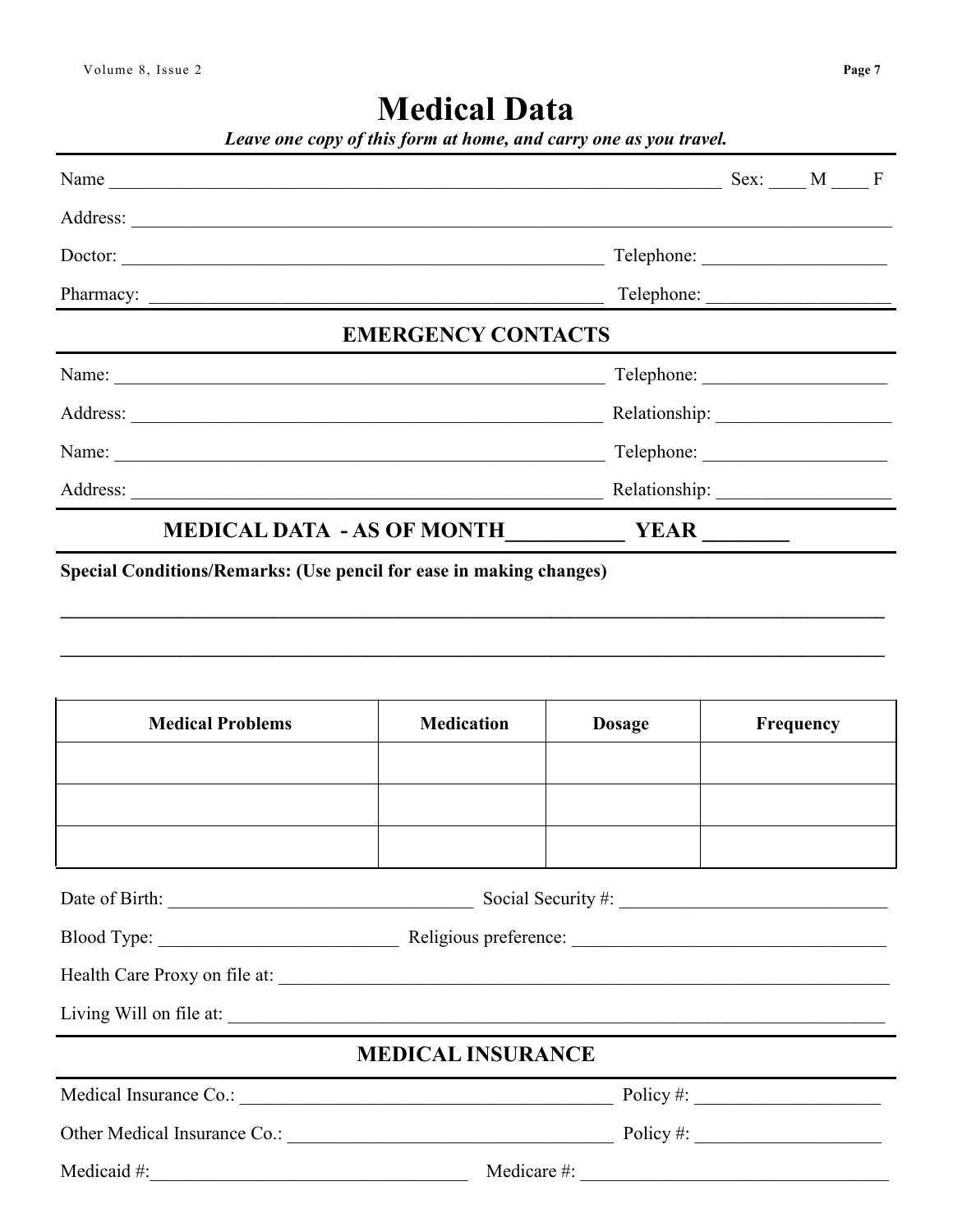# Medical Data

*Leave one copy of this form at home, and carry one as you travel.*

Name ________________________________________________________________________ Sex: ____ M ____ F

Address: ______________________________________________________________________________________

Doctor: ______________________________________________________ Telephone: ____________________

Pharmacy: ___________________________________________________ Telephone: ____________________

## EMERGENCY CONTACTS

Name: _______________________________________________________ Telephone: ____________________

Address: _____________________________________________________ Relationship: ___________________

Name: _______________________________________________________ Telephone: ____________________

Address: _____________________________________________________ Relationship: ___________________

## MEDICAL DATA - AS OF MONTH___________ YEAR ________

**Special Conditions/Remarks: (Use pencil for ease in making changes)**

______________________________________________________________________________________________

______________________________________________________________________________________________

| Medical Problems | Medication | Dosage | Frequency |
|---|---|---|---|
| | | | |
| | | | |
| | | | |

Date of Birth: __________________________________ Social Security #: _____________________________

Blood Type: __________________________ Religious preference: ___________________________________

Health Care Proxy on file at: __________________________________________________________________

Living Will on file at: _______________________________________________________________________

## MEDICAL INSURANCE

Medical Insurance Co.: _________________________________________ Policy #: ____________________

Other Medical Insurance Co.: ____________________________________ Policy #: ____________________

Medicaid #:__________________________________ Medicare #: __________________________________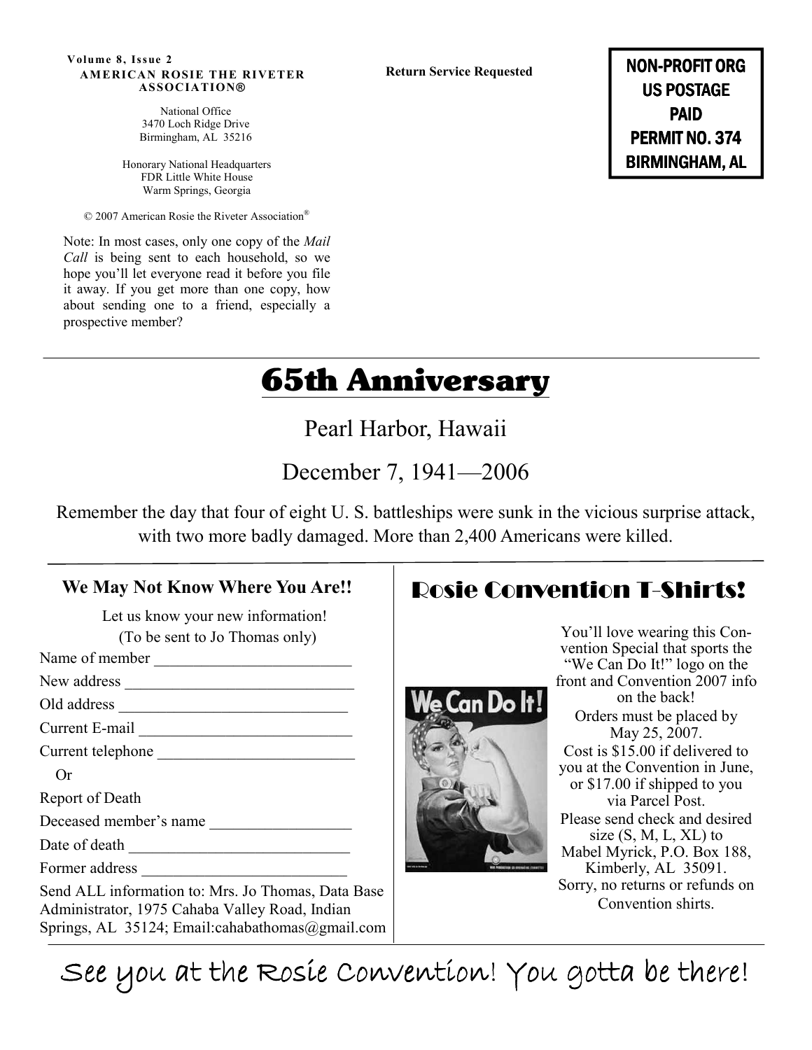**Volume 8, Issue 2**
**AMERICAN ROSIE THE RIVETER ASSOCIATION®**

National Office
3470 Loch Ridge Drive
Birmingham, AL 35216

Honorary National Headquarters
FDR Little White House
Warm Springs, Georgia

© 2007 American Rosie the Riveter Association®

Note: In most cases, only one copy of the *Mail Call* is being sent to each household, so we hope you'll let everyone read it before you file it away. If you get more than one copy, how about sending one to a friend, especially a prospective member?

**Return Service Requested**

**NON-PROFIT ORG**
**US POSTAGE**
**PAID**
**PERMIT NO. 374**
**BIRMINGHAM, AL**

# 65th Anniversary

Pearl Harbor, Hawaii

December 7, 1941—2006

Remember the day that four of eight U. S. battleships were sunk in the vicious surprise attack, with two more badly damaged. More than 2,400 Americans were killed.

## We May Not Know Where You Are!!

Let us know your new information!
(To be sent to Jo Thomas only)

Name of member ___________________________

New address _____________________________

Old address ______________________________

Current E-mail ____________________________

Current telephone __________________________

Or

Report of Death

Deceased member's name ___________________

Date of death _____________________________

Former address ___________________________

Send ALL information to: Mrs. Jo Thomas, Data Base Administrator, 1975 Cahaba Valley Road, Indian Springs, AL 35124; Email:cahabathomas@gmail.com

## Rosie Convention T-Shirts!

You'll love wearing this Convention Special that sports the "We Can Do It!" logo on the front and Convention 2007 info on the back!

Orders must be placed by May 25, 2007.

Cost is $15.00 if delivered to you at the Convention in June, or $17.00 if shipped to you via Parcel Post.

Please send check and desired size (S, M, L, XL) to Mabel Myrick, P.O. Box 188, Kimberly, AL 35091.

Sorry, no returns or refunds on Convention shirts.

See you at the Rosie Convention! You gotta be there!